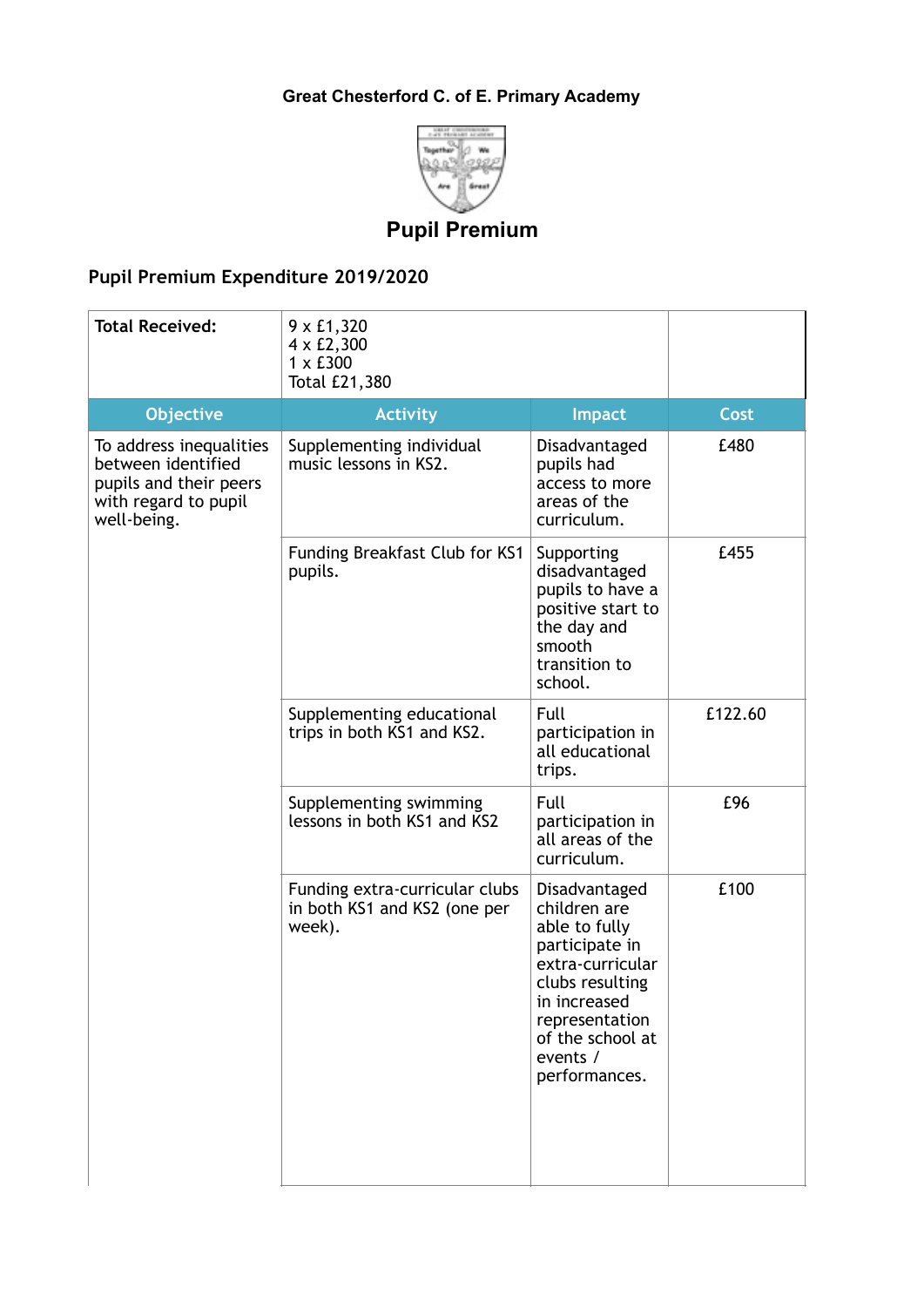Great Chesterford C. of E. Primary Academy

# Pupil Premium

## Pupil Premium Expenditure 2019/2020

| Total Received: | 9 x £1,320<br>4 x £2,300<br>1 x £300<br>Total £21,380 | | |
|---|---|---|---|
| **Objective** | **Activity** | **Impact** | **Cost** |
| To address inequalities between identified pupils and their peers with regard to pupil well-being. | Supplementing individual music lessons in KS2. | Disadvantaged pupils had access to more areas of the curriculum. | £480 |
| | Funding Breakfast Club for KS1 pupils. | Supporting disadvantaged pupils to have a positive start to the day and smooth transition to school. | £455 |
| | Supplementing educational trips in both KS1 and KS2. | Full participation in all educational trips. | £122.60 |
| | Supplementing swimming lessons in both KS1 and KS2 | Full participation in all areas of the curriculum. | £96 |
| | Funding extra-curricular clubs in both KS1 and KS2 (one per week). | Disadvantaged children are able to fully participate in extra-curricular clubs resulting in increased representation of the school at events / performances. | £100 |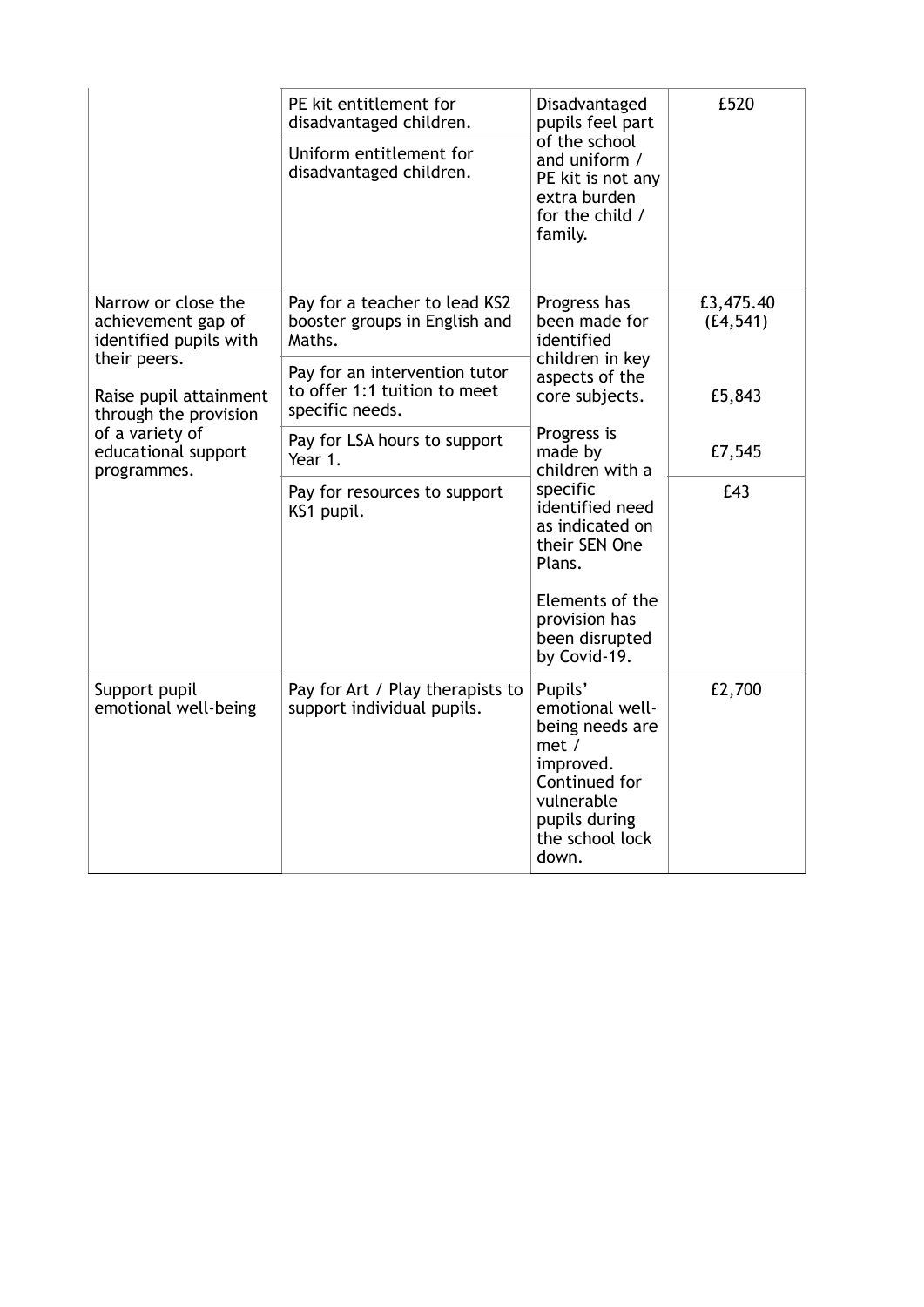| | | | |
|---|---|---|---|
| | PE kit entitlement for disadvantaged children. | Disadvantaged pupils feel part of the school and uniform / PE kit is not any extra burden for the child / family. | £520 |
| | Uniform entitlement for disadvantaged children. | | |
| Narrow or close the achievement gap of identified pupils with their peers.<br><br>Raise pupil attainment through the provision of a variety of educational support programmes. | Pay for a teacher to lead KS2 booster groups in English and Maths. | Progress has been made for identified children in key aspects of the core subjects.<br><br>Progress is made by children with a specific identified need as indicated on their SEN One Plans.<br><br>Elements of the provision has been disrupted by Covid-19. | £3,475.40 (£4,541) |
| | Pay for an intervention tutor to offer 1:1 tuition to meet specific needs. | | £5,843 |
| | Pay for LSA hours to support Year 1. | | £7,545 |
| | Pay for resources to support KS1 pupil. | | £43 |
| Support pupil emotional well-being | Pay for Art / Play therapists to support individual pupils. | Pupils' emotional well-being needs are met / improved. Continued for vulnerable pupils during the school lock down. | £2,700 |